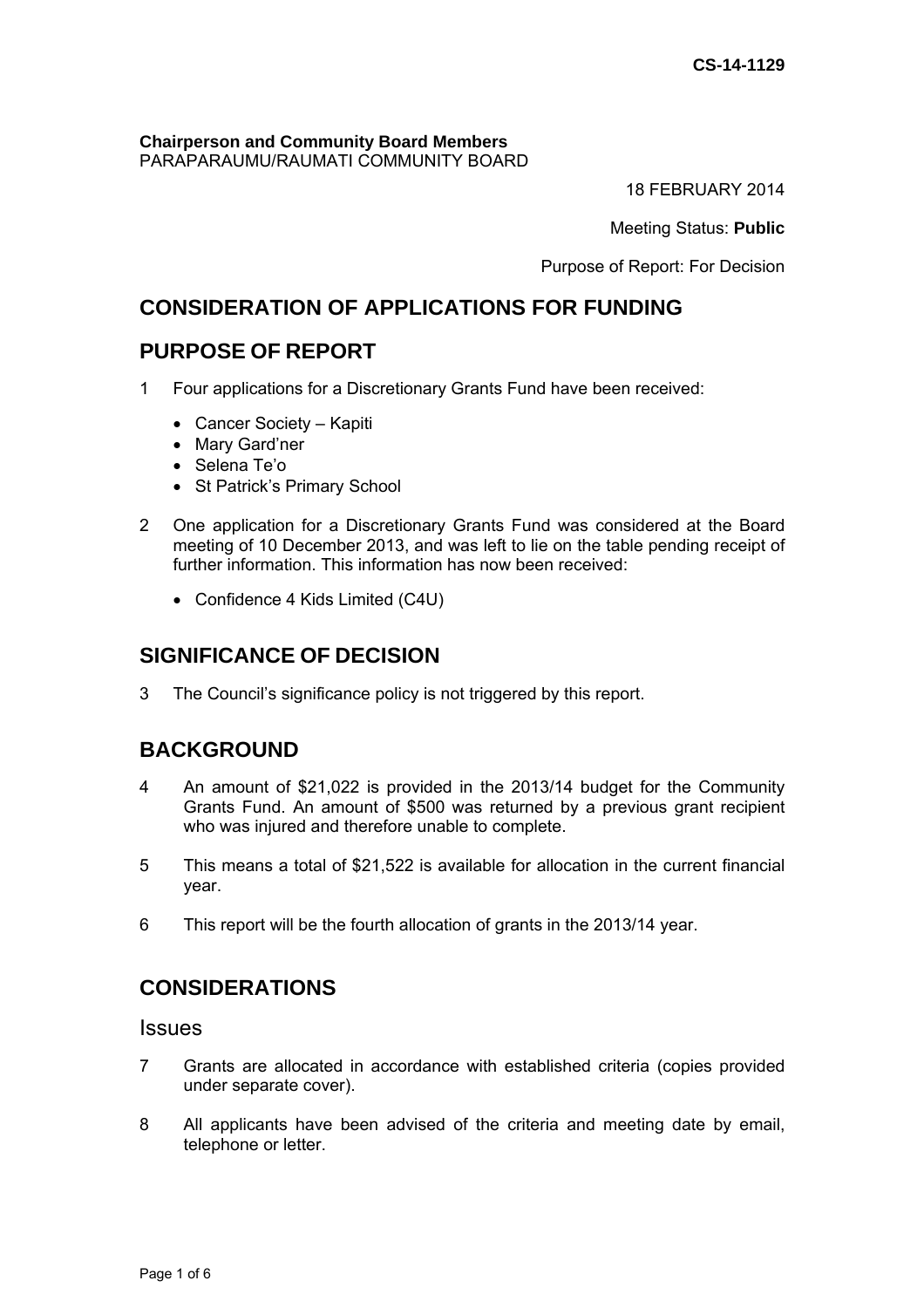CS-14-1129

**Chairperson and Community Board Members**
PARAPARAUMU/RAUMATI COMMUNITY BOARD

18 FEBRUARY 2014

Meeting Status: **Public**

Purpose of Report: For Decision

## CONSIDERATION OF APPLICATIONS FOR FUNDING

## PURPOSE OF REPORT

1 Four applications for a Discretionary Grants Fund have been received:

- Cancer Society – Kapiti
- Mary Gard'ner
- Selena Te'o
- St Patrick's Primary School

2 One application for a Discretionary Grants Fund was considered at the Board meeting of 10 December 2013, and was left to lie on the table pending receipt of further information. This information has now been received:

- Confidence 4 Kids Limited (C4U)

## SIGNIFICANCE OF DECISION

3 The Council's significance policy is not triggered by this report.

## BACKGROUND

4 An amount of $21,022 is provided in the 2013/14 budget for the Community Grants Fund. An amount of $500 was returned by a previous grant recipient who was injured and therefore unable to complete.

5 This means a total of $21,522 is available for allocation in the current financial year.

6 This report will be the fourth allocation of grants in the 2013/14 year.

## CONSIDERATIONS

### Issues

7 Grants are allocated in accordance with established criteria (copies provided under separate cover).

8 All applicants have been advised of the criteria and meeting date by email, telephone or letter.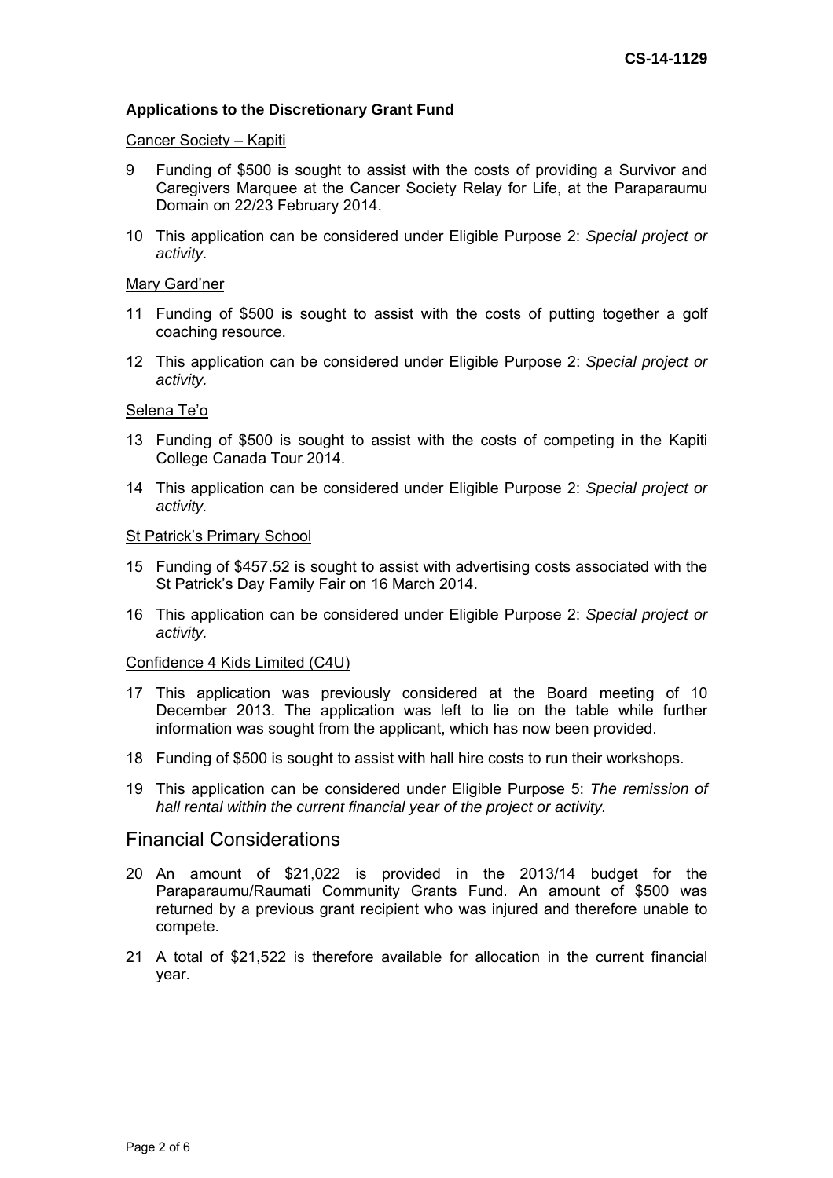CS-14-1129

**Applications to the Discretionary Grant Fund**

Cancer Society – Kapiti

9 Funding of $500 is sought to assist with the costs of providing a Survivor and Caregivers Marquee at the Cancer Society Relay for Life, at the Paraparaumu Domain on 22/23 February 2014.

10 This application can be considered under Eligible Purpose 2: *Special project or activity.*

Mary Gard'ner

11 Funding of $500 is sought to assist with the costs of putting together a golf coaching resource.

12 This application can be considered under Eligible Purpose 2: *Special project or activity.*

Selena Te'o

13 Funding of $500 is sought to assist with the costs of competing in the Kapiti College Canada Tour 2014.

14 This application can be considered under Eligible Purpose 2: *Special project or activity.*

St Patrick's Primary School

15 Funding of $457.52 is sought to assist with advertising costs associated with the St Patrick's Day Family Fair on 16 March 2014.

16 This application can be considered under Eligible Purpose 2: *Special project or activity.*

Confidence 4 Kids Limited (C4U)

17 This application was previously considered at the Board meeting of 10 December 2013. The application was left to lie on the table while further information was sought from the applicant, which has now been provided.

18 Funding of $500 is sought to assist with hall hire costs to run their workshops.

19 This application can be considered under Eligible Purpose 5: *The remission of hall rental within the current financial year of the project or activity.*

## Financial Considerations

20 An amount of $21,022 is provided in the 2013/14 budget for the Paraparaumu/Raumati Community Grants Fund. An amount of $500 was returned by a previous grant recipient who was injured and therefore unable to compete.

21 A total of $21,522 is therefore available for allocation in the current financial year.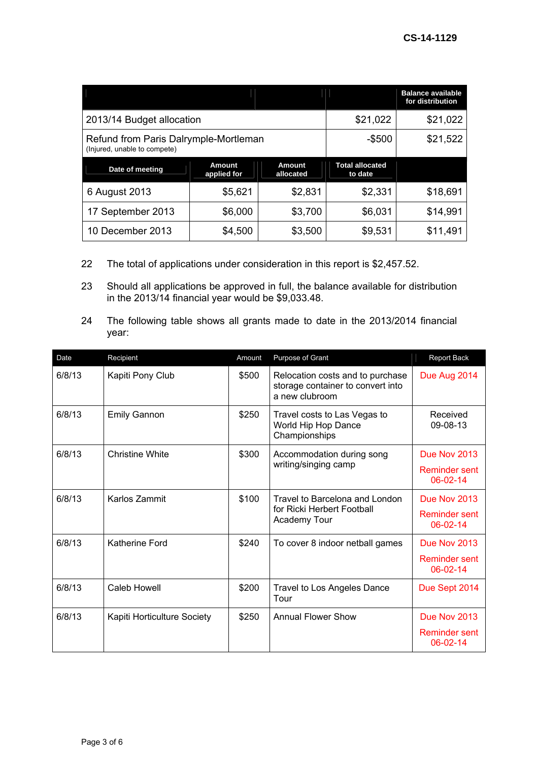CS-14-1129

| | | | | Balance available for distribution |
|---|---|---|---|---|
| 2013/14 Budget allocation | | | $21,022 | $21,022 |
| Refund from Paris Dalrymple-Mortleman (Injured, unable to compete) | | | -$500 | $21,522 |
| **Date of meeting** | **Amount applied for** | **Amount allocated** | **Total allocated to date** | |
| 6 August 2013 | $5,621 | $2,831 | $2,331 | $18,691 |
| 17 September 2013 | $6,000 | $3,700 | $6,031 | $14,991 |
| 10 December 2013 | $4,500 | $3,500 | $9,531 | $11,491 |

22 The total of applications under consideration in this report is $2,457.52.

23 Should all applications be approved in full, the balance available for distribution in the 2013/14 financial year would be $9,033.48.

24 The following table shows all grants made to date in the 2013/2014 financial year:

| Date | Recipient | Amount | Purpose of Grant | Report Back |
|---|---|---|---|---|
| 6/8/13 | Kapiti Pony Club | $500 | Relocation costs and to purchase storage container to convert into a new clubroom | Due Aug 2014 |
| 6/8/13 | Emily Gannon | $250 | Travel costs to Las Vegas to World Hip Hop Dance Championships | Received 09-08-13 |
| 6/8/13 | Christine White | $300 | Accommodation during song writing/singing camp | Due Nov 2013 Reminder sent 06-02-14 |
| 6/8/13 | Karlos Zammit | $100 | Travel to Barcelona and London for Ricki Herbert Football Academy Tour | Due Nov 2013 Reminder sent 06-02-14 |
| 6/8/13 | Katherine Ford | $240 | To cover 8 indoor netball games | Due Nov 2013 Reminder sent 06-02-14 |
| 6/8/13 | Caleb Howell | $200 | Travel to Los Angeles Dance Tour | Due Sept 2014 |
| 6/8/13 | Kapiti Horticulture Society | $250 | Annual Flower Show | Due Nov 2013 Reminder sent 06-02-14 |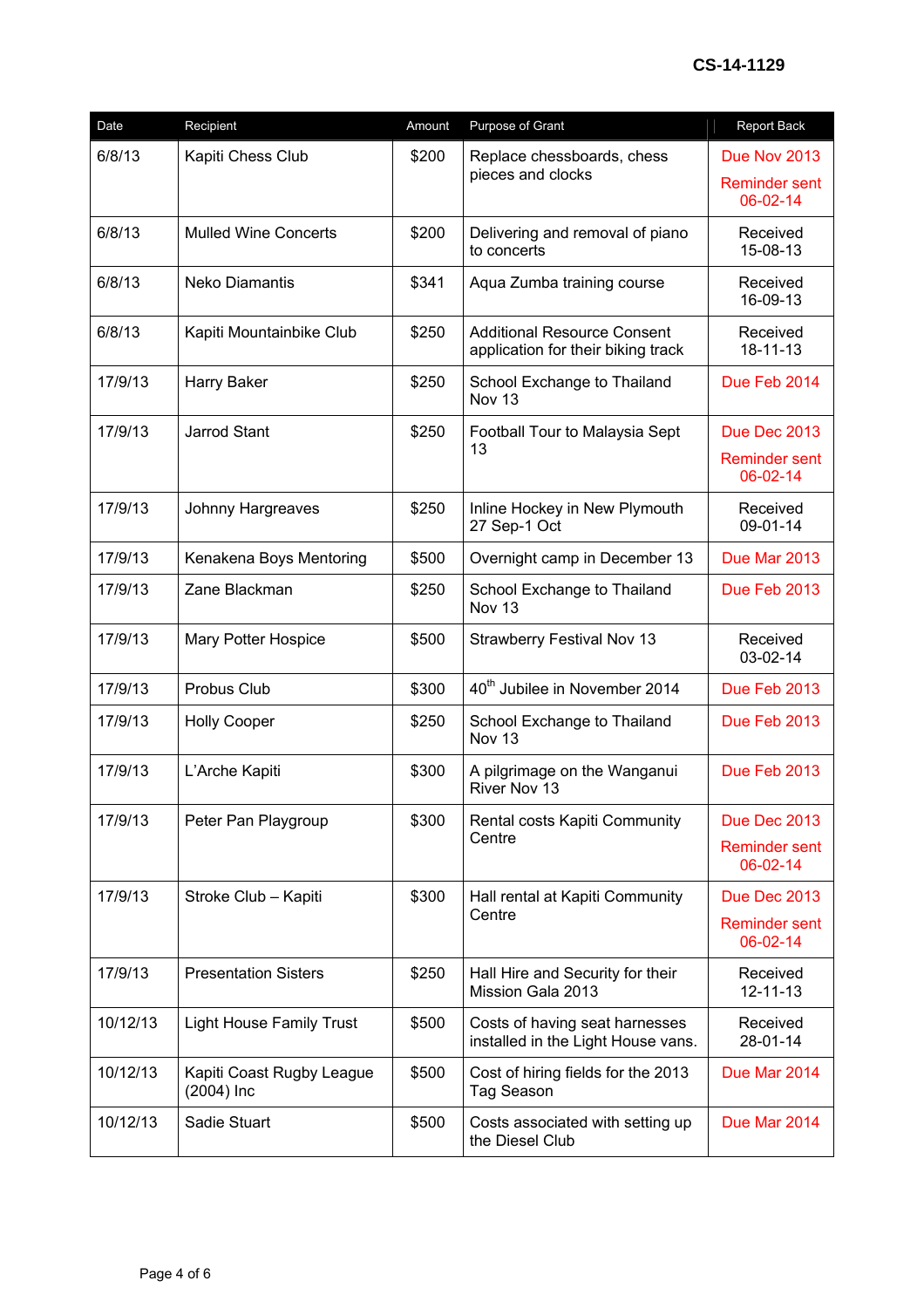CS-14-1129

| Date | Recipient | Amount | Purpose of Grant | Report Back |
|---|---|---|---|---|
| 6/8/13 | Kapiti Chess Club | $200 | Replace chessboards, chess pieces and clocks | Due Nov 2013<br>Reminder sent 06-02-14 |
| 6/8/13 | Mulled Wine Concerts | $200 | Delivering and removal of piano to concerts | Received 15-08-13 |
| 6/8/13 | Neko Diamantis | $341 | Aqua Zumba training course | Received 16-09-13 |
| 6/8/13 | Kapiti Mountainbike Club | $250 | Additional Resource Consent application for their biking track | Received 18-11-13 |
| 17/9/13 | Harry Baker | $250 | School Exchange to Thailand Nov 13 | Due Feb 2014 |
| 17/9/13 | Jarrod Stant | $250 | Football Tour to Malaysia Sept 13 | Due Dec 2013<br>Reminder sent 06-02-14 |
| 17/9/13 | Johnny Hargreaves | $250 | Inline Hockey in New Plymouth 27 Sep-1 Oct | Received 09-01-14 |
| 17/9/13 | Kenakena Boys Mentoring | $500 | Overnight camp in December 13 | Due Mar 2013 |
| 17/9/13 | Zane Blackman | $250 | School Exchange to Thailand Nov 13 | Due Feb 2013 |
| 17/9/13 | Mary Potter Hospice | $500 | Strawberry Festival Nov 13 | Received 03-02-14 |
| 17/9/13 | Probus Club | $300 | 40th Jubilee in November 2014 | Due Feb 2013 |
| 17/9/13 | Holly Cooper | $250 | School Exchange to Thailand Nov 13 | Due Feb 2013 |
| 17/9/13 | L'Arche Kapiti | $300 | A pilgrimage on the Wanganui River Nov 13 | Due Feb 2013 |
| 17/9/13 | Peter Pan Playgroup | $300 | Rental costs Kapiti Community Centre | Due Dec 2013<br>Reminder sent 06-02-14 |
| 17/9/13 | Stroke Club – Kapiti | $300 | Hall rental at Kapiti Community Centre | Due Dec 2013<br>Reminder sent 06-02-14 |
| 17/9/13 | Presentation Sisters | $250 | Hall Hire and Security for their Mission Gala 2013 | Received 12-11-13 |
| 10/12/13 | Light House Family Trust | $500 | Costs of having seat harnesses installed in the Light House vans. | Received 28-01-14 |
| 10/12/13 | Kapiti Coast Rugby League (2004) Inc | $500 | Cost of hiring fields for the 2013 Tag Season | Due Mar 2014 |
| 10/12/13 | Sadie Stuart | $500 | Costs associated with setting up the Diesel Club | Due Mar 2014 |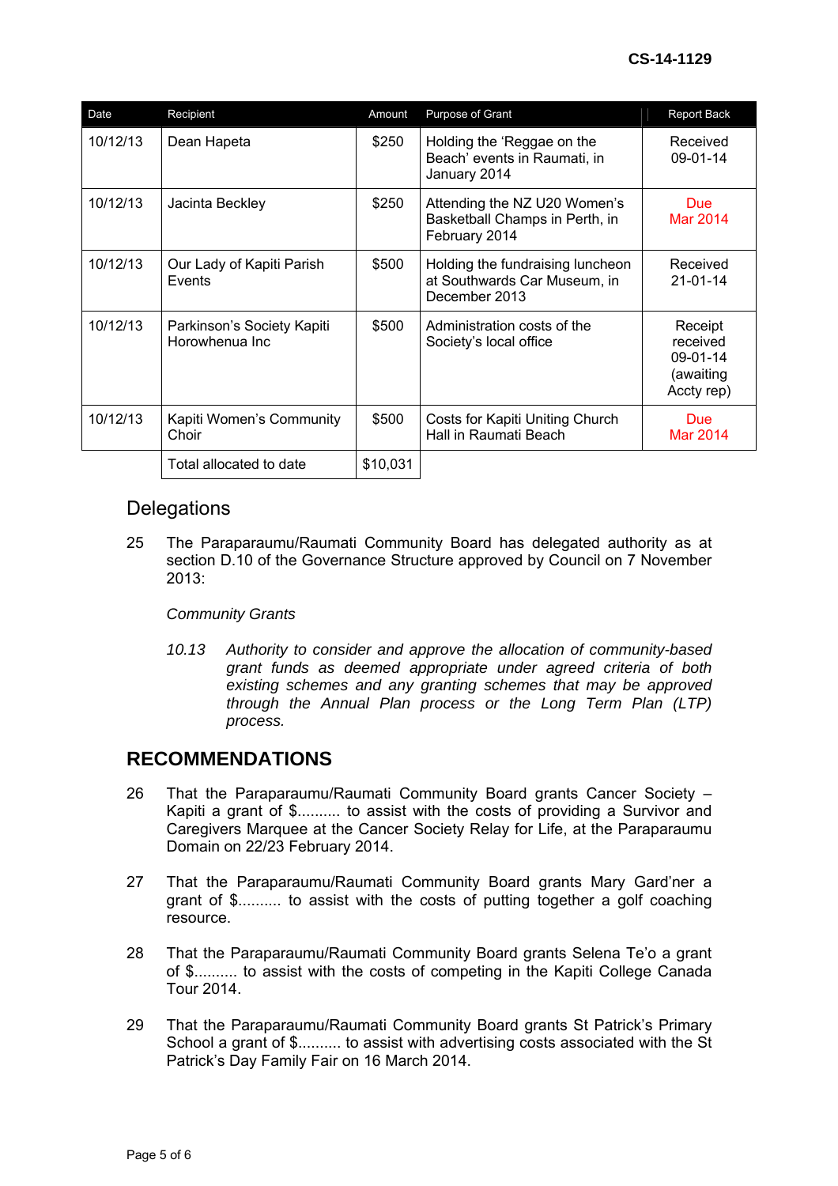CS-14-1129

| Date | Recipient | Amount | Purpose of Grant | Report Back |
|---|---|---|---|---|
| 10/12/13 | Dean Hapeta | $250 | Holding the 'Reggae on the Beach' events in Raumati, in January 2014 | Received 09-01-14 |
| 10/12/13 | Jacinta Beckley | $250 | Attending the NZ U20 Women's Basketball Champs in Perth, in February 2014 | Due Mar 2014 |
| 10/12/13 | Our Lady of Kapiti Parish Events | $500 | Holding the fundraising luncheon at Southwards Car Museum, in December 2013 | Received 21-01-14 |
| 10/12/13 | Parkinson's Society Kapiti Horowhenua Inc | $500 | Administration costs of the Society's local office | Receipt received 09-01-14 (awaiting Accty rep) |
| 10/12/13 | Kapiti Women's Community Choir | $500 | Costs for Kapiti Uniting Church Hall in Raumati Beach | Due Mar 2014 |
| | Total allocated to date | $10,031 | | |

## Delegations

25 The Paraparaumu/Raumati Community Board has delegated authority as at section D.10 of the Governance Structure approved by Council on 7 November 2013:

*Community Grants*

*10.13 Authority to consider and approve the allocation of community-based grant funds as deemed appropriate under agreed criteria of both existing schemes and any granting schemes that may be approved through the Annual Plan process or the Long Term Plan (LTP) process.*

## RECOMMENDATIONS

26 That the Paraparaumu/Raumati Community Board grants Cancer Society – Kapiti a grant of $.......... to assist with the costs of providing a Survivor and Caregivers Marquee at the Cancer Society Relay for Life, at the Paraparaumu Domain on 22/23 February 2014.

27 That the Paraparaumu/Raumati Community Board grants Mary Gard'ner a grant of $.......... to assist with the costs of putting together a golf coaching resource.

28 That the Paraparaumu/Raumati Community Board grants Selena Te'o a grant of $.......... to assist with the costs of competing in the Kapiti College Canada Tour 2014.

29 That the Paraparaumu/Raumati Community Board grants St Patrick's Primary School a grant of $.......... to assist with advertising costs associated with the St Patrick's Day Family Fair on 16 March 2014.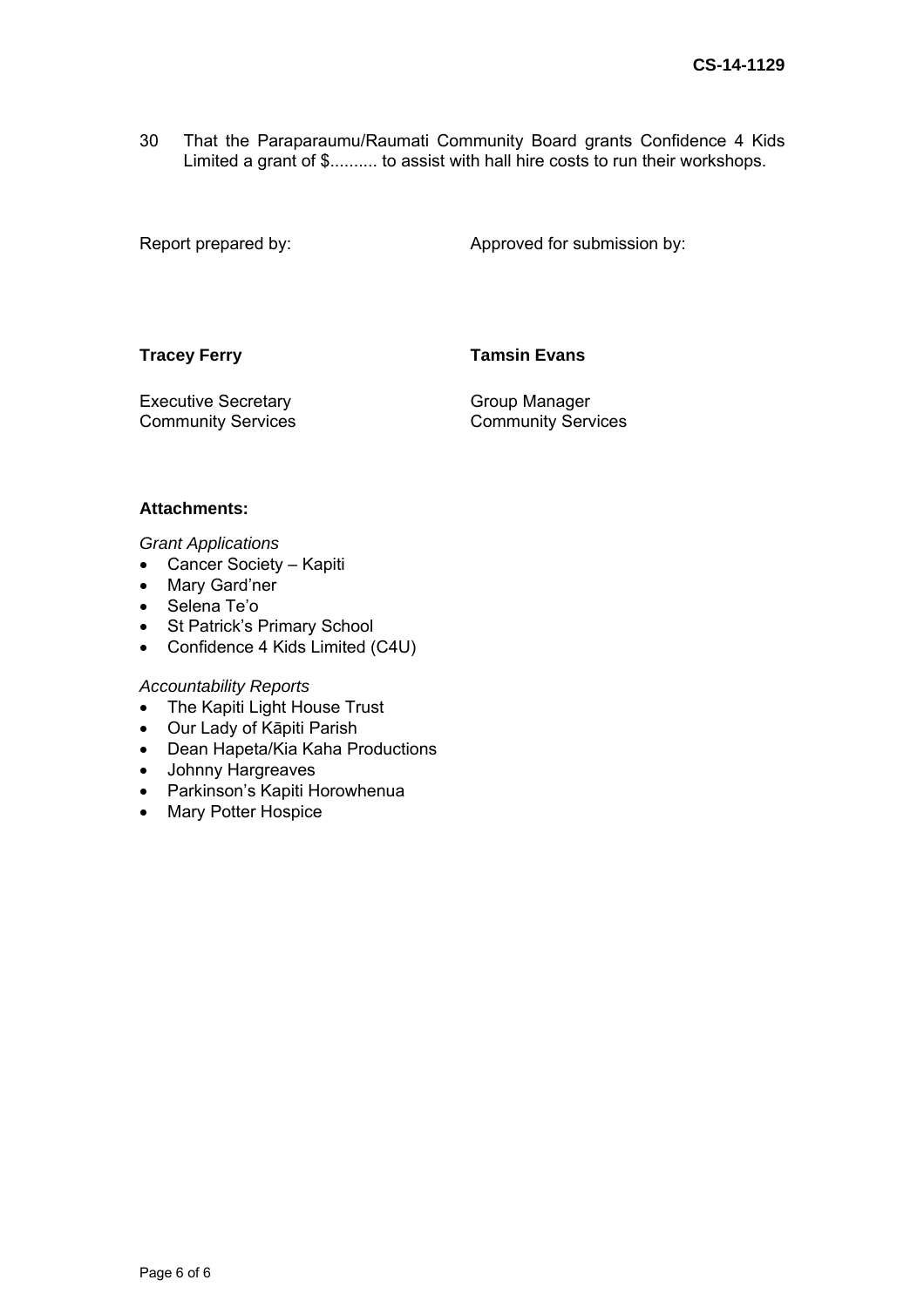30 That the Paraparaumu/Raumati Community Board grants Confidence 4 Kids Limited a grant of $.......... to assist with hall hire costs to run their workshops.

Report prepared by: Approved for submission by:

**Tracey Ferry** **Tamsin Evans**

Executive Secretary
Community Services

Group Manager
Community Services

**Attachments:**

*Grant Applications*

- Cancer Society – Kapiti
- Mary Gard'ner
- Selena Te'o
- St Patrick's Primary School
- Confidence 4 Kids Limited (C4U)

*Accountability Reports*

- The Kapiti Light House Trust
- Our Lady of Kāpiti Parish
- Dean Hapeta/Kia Kaha Productions
- Johnny Hargreaves
- Parkinson's Kapiti Horowhenua
- Mary Potter Hospice